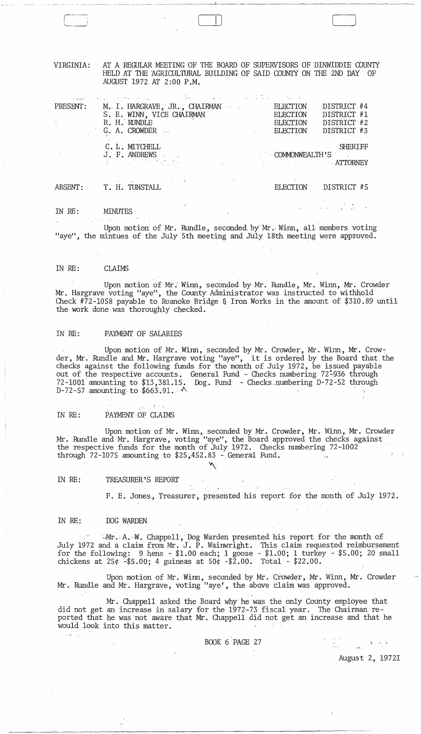VIRGINIA: AT A REGULAR MEETING OF THE BOARD OF SUPERVISORS OF DINWIDDIE COUNTY HELD AT THE AGRICULTURAL BUILDING OF SAID COUNTY ON THE 2ND DAY OF AUGUST 1972 AT 2:00 P.M.

| | | | |
|---|---|---|---|
| PRESENT: | M. I. HARGRAVE, JR., CHAIRMAN | ELECTION | DISTRICT #4 |
| | S. E. WINN, VICE CHAIRMAN | ELECTION | DISTRICT #1 |
| | R. H. RUNDLE | ELECTION | DISTRICT #2 |
| | G. A. CROWDER | ELECTION | DISTRICT #3 |
| | C. L. MITCHELL | | SHERIFF |
| | J. F. ANDREWS | COMMONWEALTH'S | ATTORNEY |
| ABSENT: | T. H. TUNSTALL | ELECTION | DISTRICT #5 |

IN RE: MINUTES

Upon motion of Mr. Rundle, seconded by Mr. Winn, all members voting "aye", the mintues of the July 5th meeting and July 18th meeting were approved.

IN RE: CLAIMS

Upon motion of Mr. Winn, seconded by Mr. Rundle, Mr. Winn, Mr. Crowder Mr. Hargrave voting "aye", the County Administrator was instructed to withhold Check #72-1058 payable to Roanoke Bridge & Iron Works in the amount of $310.89 until the work done was thoroughly checked.

IN RE: PAYMENT OF SALARIES

Upon motion of Mr. Winn, seconded by Mr. Crowder, Mr. Winn, Mr. Crowder, Mr. Rundle and Mr. Hargrave voting "aye", it is ordered by the Board that the checks against the following funds for the month of July 1972, be issued payable out of the respective accounts. General Fund - Checks numbering 72-936 through 72-1001 amounting to $13,381.15. Dog. Fund - Checks numbering D-72-52 through D-72-57 amounting to $663.91.

IN RE: PAYMENT OF CLAIMS

Upon motion of Mr. Winn, seconded by Mr. Crowder, Mr. Winn, Mr. Crowder Mr. Rundle and Mr. Hargrave, voting "aye", the Board approved the checks against the respective funds for the month of July 1972. Checks numbering 72-1002 through 72-1075 amounting to $25,452.83 - General Fund.

IN RE: TREASURER'S REPORT

F. E. Jones, Treasurer, presented his report for the month of July 1972.

IN RE: DOG WARDEN

Mr. A. W. Chappell, Dog Warden presented his report for the month of July 1972 and a claim from Mr. J. P. Wainwright. This claim requested reimbursement for the following: 9 hens - $1.00 each; 1 goose - $1.00; 1 turkey - $5.00; 20 small chickens at 25¢ -$5.00; 4 guineas at 50¢ -$2.00. Total - $22.00.

Upon motion of Mr. Winn, seconded by Mr. Crowder, Mr. Winn, Mr. Crowder Mr. Rundle and Mr. Hargrave, voting "aye', the above claim was approved.

Mr. Chappell asked the Board why he was the only County employee that did not get an increase in salary for the 1972-73 fiscal year. The Chairman reported that he was not aware that Mr. Chappell did not get an increase and that he would look into this matter.

BOOK 6 PAGE 27

August 2, 1972I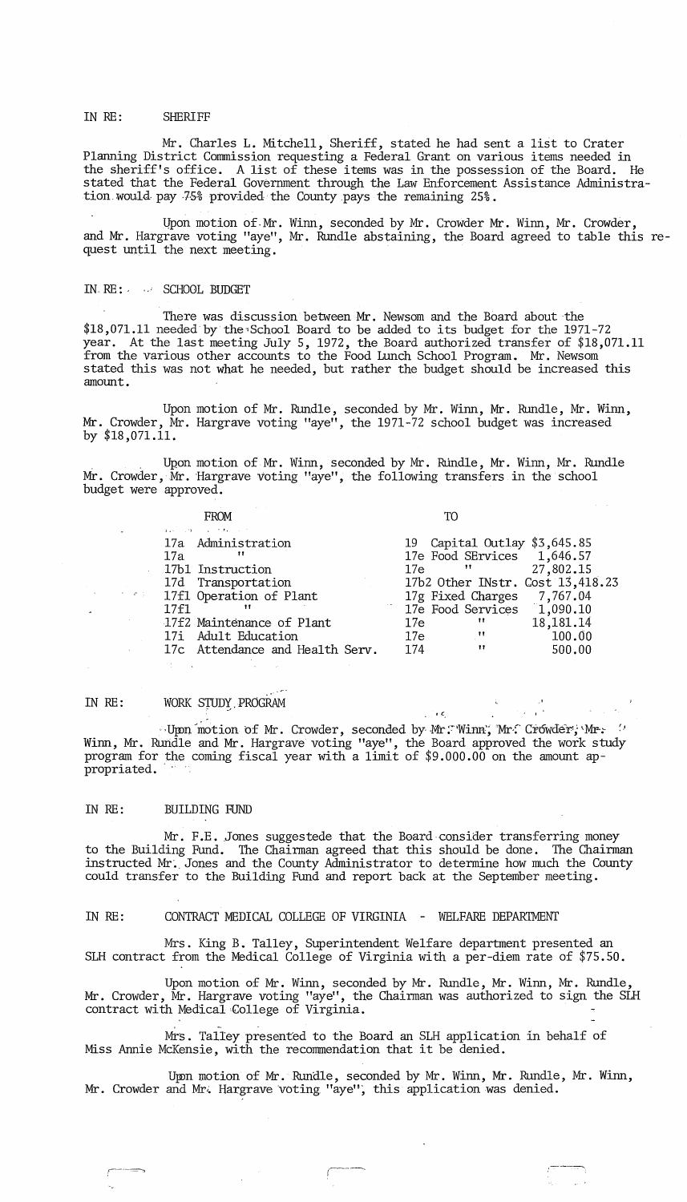IN RE: SHERIFF

Mr. Charles L. Mitchell, Sheriff, stated he had sent a list to Crater Planning District Commission requesting a Federal Grant on various items needed in the sheriff's office. A list of these items was in the possession of the Board. He stated that the Federal Government through the Law Enforcement Assistance Administration would pay 75% provided the County pays the remaining 25%.

Upon motion of Mr. Winn, seconded by Mr. Crowder Mr. Winn, Mr. Crowder, and Mr. Hargrave voting "aye", Mr. Rundle abstaining, the Board agreed to table this request until the next meeting.

IN RE: SCHOOL BUDGET

There was discussion between Mr. Newsom and the Board about the $18,071.11 needed by the School Board to be added to its budget for the 1971-72 year. At the last meeting July 5, 1972, the Board authorized transfer of $18,071.11 from the various other accounts to the Food Lunch School Program. Mr. Newsom stated this was not what he needed, but rather the budget should be increased this amount.

Upon motion of Mr. Rundle, seconded by Mr. Winn, Mr. Rundle, Mr. Winn, Mr. Crowder, Mr. Hargrave voting "aye", the 1971-72 school budget was increased by $18,071.11.

Upon motion of Mr. Winn, seconded by Mr. Rundle, Mr. Winn, Mr. Rundle Mr. Crowder, Mr. Hargrave voting "aye", the following transfers in the school budget were approved.

| FROM | TO | |
|---|---|---|
| 17a Administration | 19 Capital Outlay | $3,645.85 |
| 17a " | 17e Food SErvices | 1,646.57 |
| 17b1 Instruction | 17e " | 27,802.15 |
| 17d Transportation | 17b2 Other INstr. Cost | 13,418.23 |
| 17f1 Operation of Plant | 17g Fixed Charges | 7,767.04 |
| 17f1 " | 17e Food Services | 1,090.10 |
| 17f2 Maintenance of Plant | 17e " | 18,181.14 |
| 17i Adult Education | 17e " | 100.00 |
| 17c Attendance and Health Serv. | 174 " | 500.00 |

IN RE: WORK STUDY PROGRAM

Upon motion of Mr. Crowder, seconded by Mr. Winn, Mr. Crowder, Mr. Winn, Mr. Rundle and Mr. Hargrave voting "aye", the Board approved the work study program for the coming fiscal year with a limit of $9.000.00 on the amount appropriated.

IN RE: BUILDING FUND

Mr. F.E. Jones suggestede that the Board consider transferring money to the Building Fund. The Chairman agreed that this should be done. The Chairman instructed Mr. Jones and the County Administrator to determine how much the County could transfer to the Building Fund and report back at the September meeting.

IN RE: CONTRACT MEDICAL COLLEGE OF VIRGINIA - WELFARE DEPARTMENT

Mrs. King B. Talley, Superintendent Welfare department presented an SLH contract from the Medical College of Virginia with a per-diem rate of $75.50.

Upon motion of Mr. Winn, seconded by Mr. Rundle, Mr. Winn, Mr. Rundle, Mr. Crowder, Mr. Hargrave voting "aye", the Chairman was authorized to sign the SLH contract with Medical College of Virginia.

Mrs. Talley presented to the Board an SLH application in behalf of Miss Annie McKensie, with the recommendation that it be denied.

Upon motion of Mr. Rundle, seconded by Mr. Winn, Mr. Rundle, Mr. Winn, Mr. Crowder and Mr. Hargrave voting "aye", this application was denied.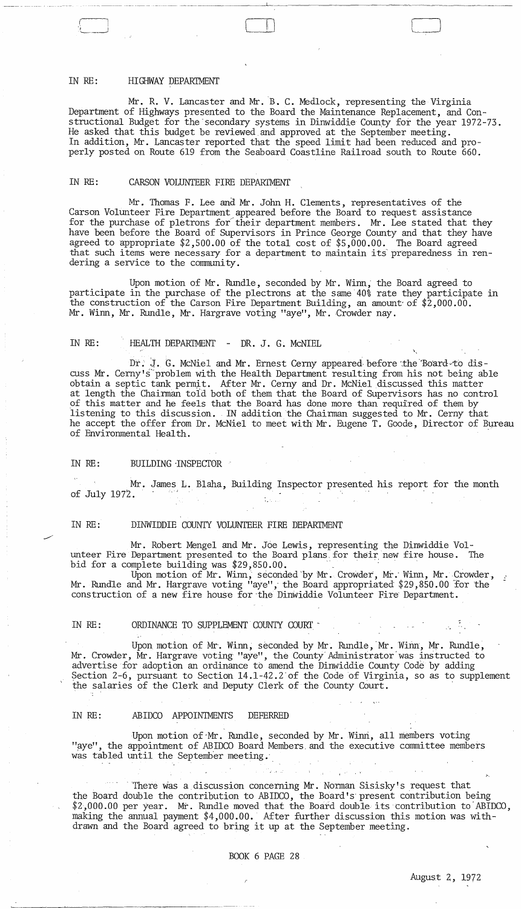IN RE: HIGHWAY DEPARTMENT

Mr. R. V. Lancaster and Mr. B. C. Medlock, representing the Virginia Department of Highways presented to the Board the Maintenance Replacement, and Constructional Budget for the secondary systems in Dinwiddie County for the year 1972-73. He asked that this budget be reviewed and approved at the September meeting. In addition, Mr. Lancaster reported that the speed limit had been reduced and properly posted on Route 619 from the Seaboard Coastline Railroad south to Route 660.

IN RE: CARSON VOLUNTEER FIRE DEPARTMENT

Mr. Thomas F. Lee and Mr. John H. Clements, representatives of the Carson Volunteer Fire Department appeared before the Board to request assistance for the purchase of pletrons for their department members. Mr. Lee stated that they have been before the Board of Supervisors in Prince George County and that they have agreed to appropriate $2,500.00 of the total cost of $5,000.00. The Board agreed that such items were necessary for a department to maintain its preparedness in rendering a service to the community.

Upon motion of Mr. Rundle, seconded by Mr. Winn, the Board agreed to participate in the purchase of the plectrons at the same 40% rate they participate in the construction of the Carson Fire Department Building, an amount of $2,000.00. Mr. Winn, Mr. Rundle, Mr. Hargrave voting "aye", Mr. Crowder nay.

IN RE: HEALTH DEPARTMENT - DR. J. G. McNIEL

Dr. J. G. McNiel and Mr. Ernest Cerny appeared before the Board to discuss Mr. Cerny's problem with the Health Department resulting from his not being able obtain a septic tank permit. After Mr. Cerny and Dr. McNiel discussed this matter at length the Chairman told both of them that the Board of Supervisors has no control of this matter and he feels that the Board has done more than required of them by listening to this discussion. IN addition the Chairman suggested to Mr. Cerny that he accept the offer from Dr. McNiel to meet with Mr. Eugene T. Goode, Director of Bureau of Environmental Health.

IN RE: BUILDING INSPECTOR

Mr. James L. Blaha, Building Inspector presented his report for the month of July 1972.

IN RE: DINWIDDIE COUNTY VOLUNTEER FIRE DEPARTMENT

Mr. Robert Mengel and Mr. Joe Lewis, representing the Dinwiddie Volunteer Fire Department presented to the Board plans for their new fire house. The bid for a complete building was $29,850.00.

Upon motion of Mr. Winn, seconded by Mr. Crowder, Mr. Winn, Mr. Crowder, Mr. Rundle and Mr. Hargrave voting "aye", the Board appropriated $29,850.00 for the construction of a new fire house for the Dinwiddie Volunteer Fire Department.

IN RE: ORDINANCE TO SUPPLEMENT COUNTY COURT

Upon motion of Mr. Winn, seconded by Mr. Rundle, Mr. Winn, Mr. Rundle, Mr. Crowder, Mr. Hargrave voting "aye", the County Administrator was instructed to advertise for adoption an ordinance to amend the Dinwiddie County Code by adding Section 2-6, pursuant to Section 14.1-42.2 of the Code of Virginia, so as to supplement the salaries of the Clerk and Deputy Clerk of the County Court.

IN RE: ABIDCO APPOINTMENTS DEFERRED

Upon motion of Mr. Rundle, seconded by Mr. Winn, all members voting "aye", the appointment of ABIDCO Board Members and the executive committee members was tabled until the September meeting.

There was a discussion concerning Mr. Norman Sisisky's request that the Board double the contribution to ABIDCO, the Board's present contribution being $2,000.00 per year. Mr. Rundle moved that the Board double its contribution to ABIDCO, making the annual payment $4,000.00. After further discussion this motion was withdrawn and the Board agreed to bring it up at the September meeting.

BOOK 6 PAGE 28

August 2, 1972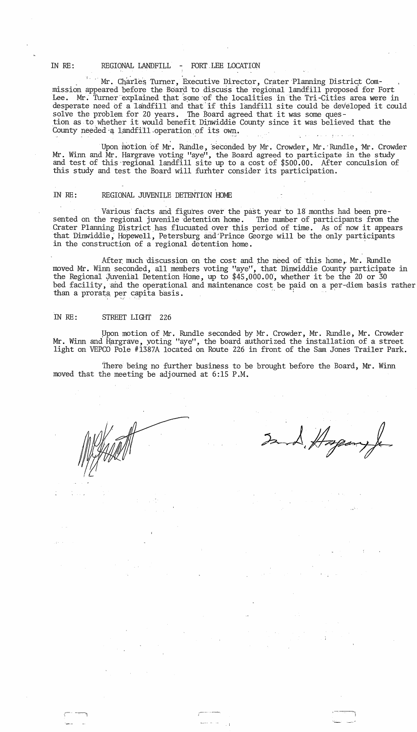IN RE: REGIONAL LANDFILL - FORT LEE LOCATION

Mr. Charles Turner, Executive Director, Crater Planning District Commission appeared before the Board to discuss the regional landfill proposed for Fort Lee. Mr. Turner explained that some of the localities in the Tri-Cities area were in desperate need of a landfill and that if this landfill site could be developed it could solve the problem for 20 years. The Board agreed that it was some question as to whether it would benefit Dinwiddie County since it was believed that the County needed a landfill operation of its own.

Upon motion of Mr. Rundle, seconded by Mr. Crowder, Mr. Rundle, Mr. Crowder Mr. Winn and Mr. Hargrave voting "aye", the Board agreed to participate in the study and test of this regional landfill site up to a cost of $500.00. After conculsion of this study and test the Board will furhter consider its participation.

IN RE: REGIONAL JUVENILE DETENTION HOME

Various facts and figures over the past year to 18 months had been presented on the regional juvenile detention home. The number of participants from the Crater Planning District has flucuated over this period of time. As of now it appears that Dinwiddie, Hopewell, Petersburg and Prince George will be the only participants in the construction of a regional detention home.

After much discussion on the cost and the need of this home, Mr. Rundle moved Mr. Winn seconded, all members voting "aye", that Dinwiddie County participate in the Regional Juvenial Detention Home, up to $45,000.00, whether it be the 20 or 30 bed facility, and the operational and maintenance cost be paid on a per-diem basis rather than a prorata per capita basis.

IN RE: STREET LIGHT 226

Upon motion of Mr. Rundle seconded by Mr. Crowder, Mr. Rundle, Mr. Crowder Mr. Winn and Hargrave, voting "aye", the board authorized the installation of a street light on VEPCO Pole #1387A located on Route 226 in front of the Sam Jones Trailer Park.

There being no further business to be brought before the Board, Mr. Winn moved that the meeting be adjourned at 6:15 P.M.